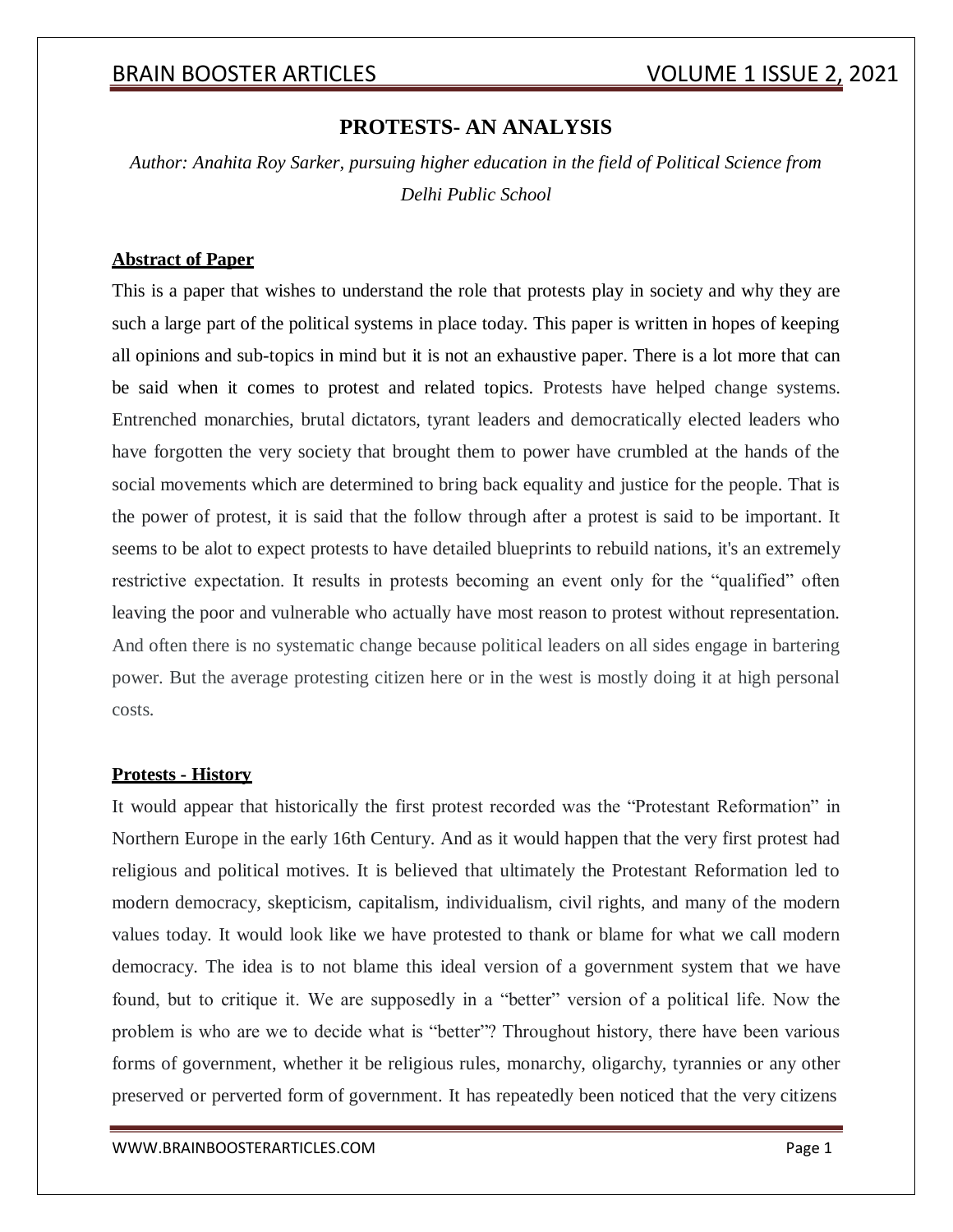# PROTESTS- AN ANALYSIS

*Author: Anahita Roy Sarker, pursuing higher education in the field of Political Science from Delhi Public School*

## Abstract of Paper

This is a paper that wishes to understand the role that protests play in society and why they are such a large part of the political systems in place today. This paper is written in hopes of keeping all opinions and sub-topics in mind but it is not an exhaustive paper. There is a lot more that can be said when it comes to protest and related topics. Protests have helped change systems. Entrenched monarchies, brutal dictators, tyrant leaders and democratically elected leaders who have forgotten the very society that brought them to power have crumbled at the hands of the social movements which are determined to bring back equality and justice for the people. That is the power of protest, it is said that the follow through after a protest is said to be important. It seems to be alot to expect protests to have detailed blueprints to rebuild nations, it's an extremely restrictive expectation. It results in protests becoming an event only for the "qualified" often leaving the poor and vulnerable who actually have most reason to protest without representation. And often there is no systematic change because political leaders on all sides engage in bartering power. But the average protesting citizen here or in the west is mostly doing it at high personal costs.

## Protests - History

It would appear that historically the first protest recorded was the "Protestant Reformation" in Northern Europe in the early 16th Century. And as it would happen that the very first protest had religious and political motives. It is believed that ultimately the Protestant Reformation led to modern democracy, skepticism, capitalism, individualism, civil rights, and many of the modern values today. It would look like we have protested to thank or blame for what we call modern democracy. The idea is to not blame this ideal version of a government system that we have found, but to critique it. We are supposedly in a "better" version of a political life. Now the problem is who are we to decide what is "better"? Throughout history, there have been various forms of government, whether it be religious rules, monarchy, oligarchy, tyrannies or any other preserved or perverted form of government. It has repeatedly been noticed that the very citizens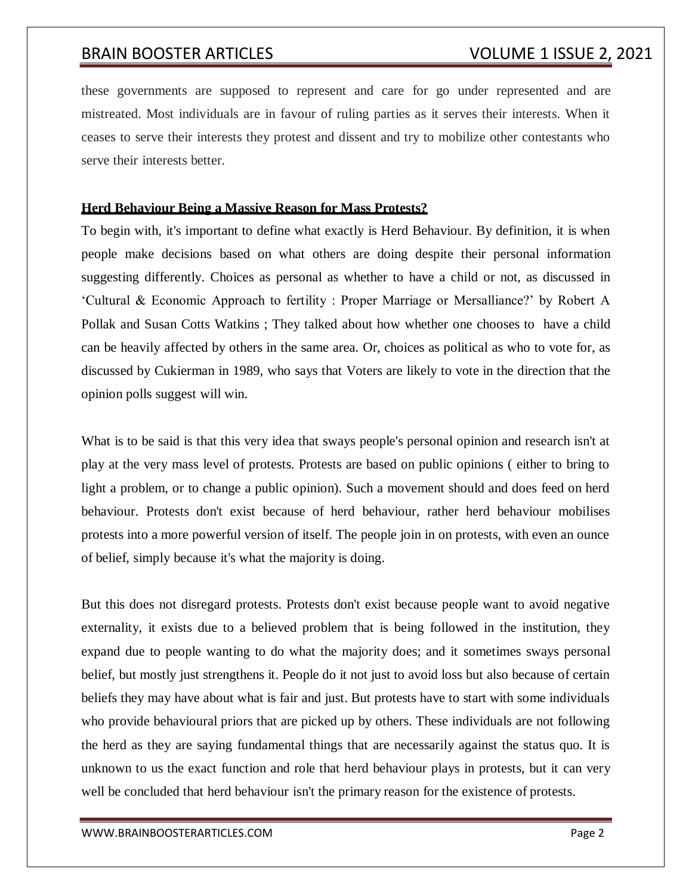these governments are supposed to represent and care for go under represented and are mistreated. Most individuals are in favour of ruling parties as it serves their interests. When it ceases to serve their interests they protest and dissent and try to mobilize other contestants who serve their interests better.

## Herd Behaviour Being a Massive Reason for Mass Protests?

To begin with, it's important to define what exactly is Herd Behaviour. By definition, it is when people make decisions based on what others are doing despite their personal information suggesting differently. Choices as personal as whether to have a child or not, as discussed in 'Cultural & Economic Approach to fertility : Proper Marriage or Mersalliance?' by Robert A Pollak and Susan Cotts Watkins ; They talked about how whether one chooses to have a child can be heavily affected by others in the same area. Or, choices as political as who to vote for, as discussed by Cukierman in 1989, who says that Voters are likely to vote in the direction that the opinion polls suggest will win.

What is to be said is that this very idea that sways people's personal opinion and research isn't at play at the very mass level of protests. Protests are based on public opinions ( either to bring to light a problem, or to change a public opinion). Such a movement should and does feed on herd behaviour. Protests don't exist because of herd behaviour, rather herd behaviour mobilises protests into a more powerful version of itself. The people join in on protests, with even an ounce of belief, simply because it's what the majority is doing.

But this does not disregard protests. Protests don't exist because people want to avoid negative externality, it exists due to a believed problem that is being followed in the institution, they expand due to people wanting to do what the majority does; and it sometimes sways personal belief, but mostly just strengthens it. People do it not just to avoid loss but also because of certain beliefs they may have about what is fair and just. But protests have to start with some individuals who provide behavioural priors that are picked up by others. These individuals are not following the herd as they are saying fundamental things that are necessarily against the status quo. It is unknown to us the exact function and role that herd behaviour plays in protests, but it can very well be concluded that herd behaviour isn't the primary reason for the existence of protests.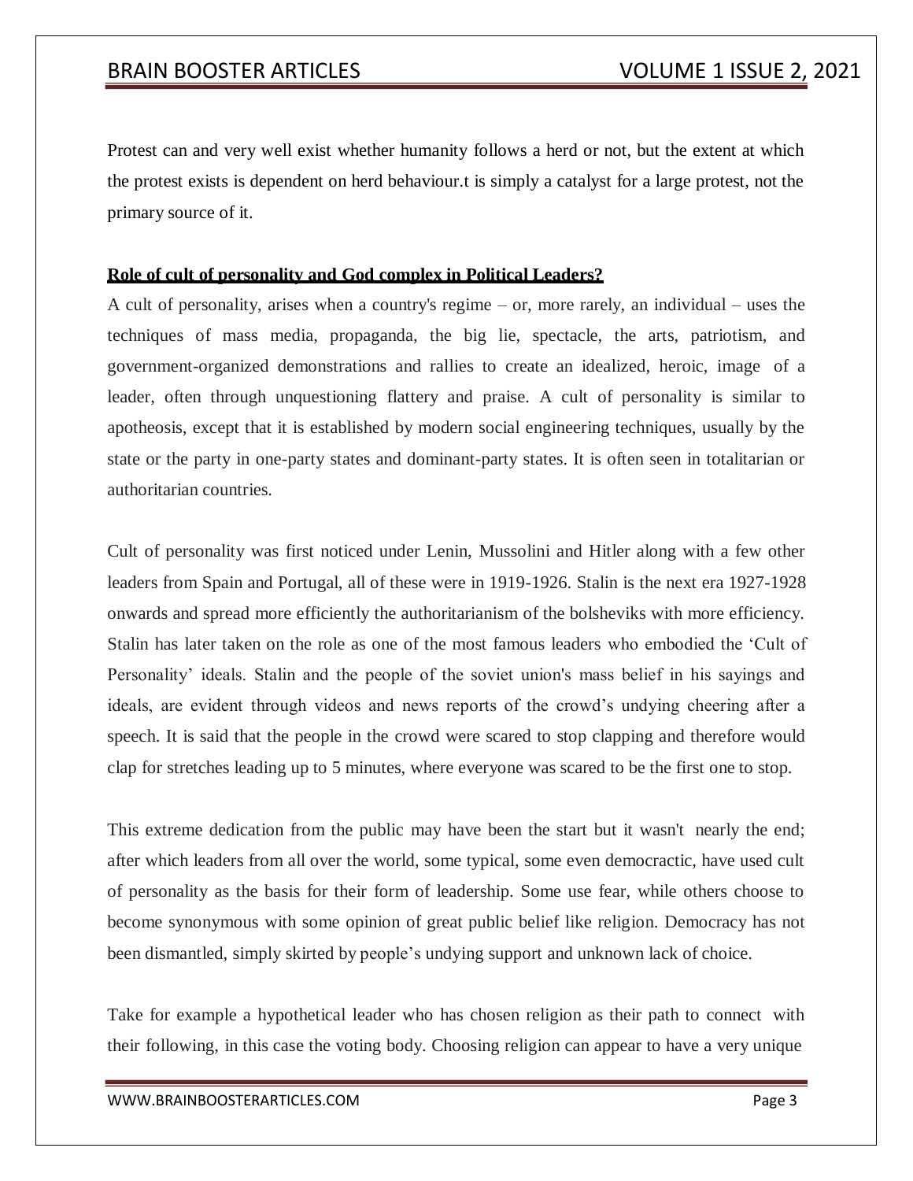Protest can and very well exist whether humanity follows a herd or not, but the extent at which the protest exists is dependent on herd behaviour.t is simply a catalyst for a large protest, not the primary source of it.

**Role of cult of personality and God complex in Political Leaders?**

A cult of personality, arises when a country's regime – or, more rarely, an individual – uses the techniques of mass media, propaganda, the big lie, spectacle, the arts, patriotism, and government-organized demonstrations and rallies to create an idealized, heroic, image of a leader, often through unquestioning flattery and praise. A cult of personality is similar to apotheosis, except that it is established by modern social engineering techniques, usually by the state or the party in one-party states and dominant-party states. It is often seen in totalitarian or authoritarian countries.

Cult of personality was first noticed under Lenin, Mussolini and Hitler along with a few other leaders from Spain and Portugal, all of these were in 1919-1926. Stalin is the next era 1927-1928 onwards and spread more efficiently the authoritarianism of the bolsheviks with more efficiency. Stalin has later taken on the role as one of the most famous leaders who embodied the 'Cult of Personality' ideals. Stalin and the people of the soviet union's mass belief in his sayings and ideals, are evident through videos and news reports of the crowd's undying cheering after a speech. It is said that the people in the crowd were scared to stop clapping and therefore would clap for stretches leading up to 5 minutes, where everyone was scared to be the first one to stop.

This extreme dedication from the public may have been the start but it wasn't nearly the end; after which leaders from all over the world, some typical, some even democractic, have used cult of personality as the basis for their form of leadership. Some use fear, while others choose to become synonymous with some opinion of great public belief like religion. Democracy has not been dismantled, simply skirted by people's undying support and unknown lack of choice.

Take for example a hypothetical leader who has chosen religion as their path to connect with their following, in this case the voting body. Choosing religion can appear to have a very unique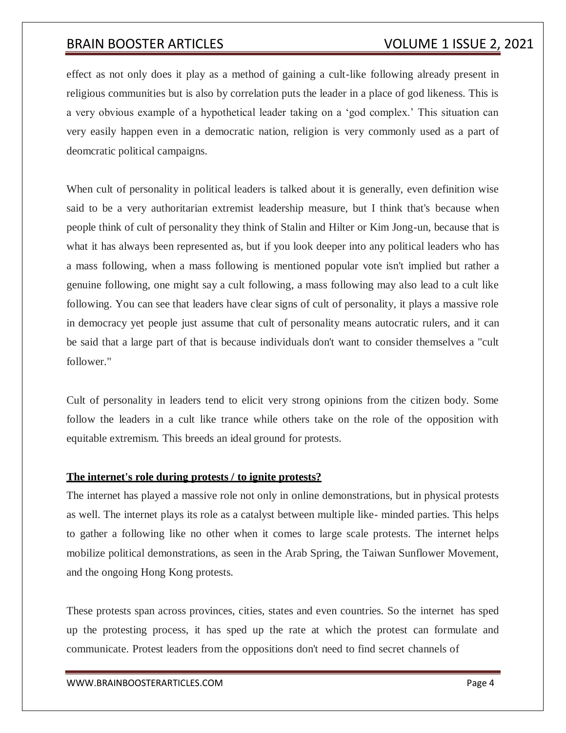effect as not only does it play as a method of gaining a cult-like following already present in religious communities but is also by correlation puts the leader in a place of god likeness. This is a very obvious example of a hypothetical leader taking on a 'god complex.' This situation can very easily happen even in a democratic nation, religion is very commonly used as a part of deomcratic political campaigns.

When cult of personality in political leaders is talked about it is generally, even definition wise said to be a very authoritarian extremist leadership measure, but I think that's because when people think of cult of personality they think of Stalin and Hilter or Kim Jong-un, because that is what it has always been represented as, but if you look deeper into any political leaders who has a mass following, when a mass following is mentioned popular vote isn't implied but rather a genuine following, one might say a cult following, a mass following may also lead to a cult like following. You can see that leaders have clear signs of cult of personality, it plays a massive role in democracy yet people just assume that cult of personality means autocratic rulers, and it can be said that a large part of that is because individuals don't want to consider themselves a "cult follower."

Cult of personality in leaders tend to elicit very strong opinions from the citizen body. Some follow the leaders in a cult like trance while others take on the role of the opposition with equitable extremism. This breeds an ideal ground for protests.

**The internet's role during protests / to ignite protests?**

The internet has played a massive role not only in online demonstrations, but in physical protests as well. The internet plays its role as a catalyst between multiple like- minded parties. This helps to gather a following like no other when it comes to large scale protests. The internet helps mobilize political demonstrations, as seen in the Arab Spring, the Taiwan Sunflower Movement, and the ongoing Hong Kong protests.

These protests span across provinces, cities, states and even countries. So the internet has sped up the protesting process, it has sped up the rate at which the protest can formulate and communicate. Protest leaders from the oppositions don't need to find secret channels of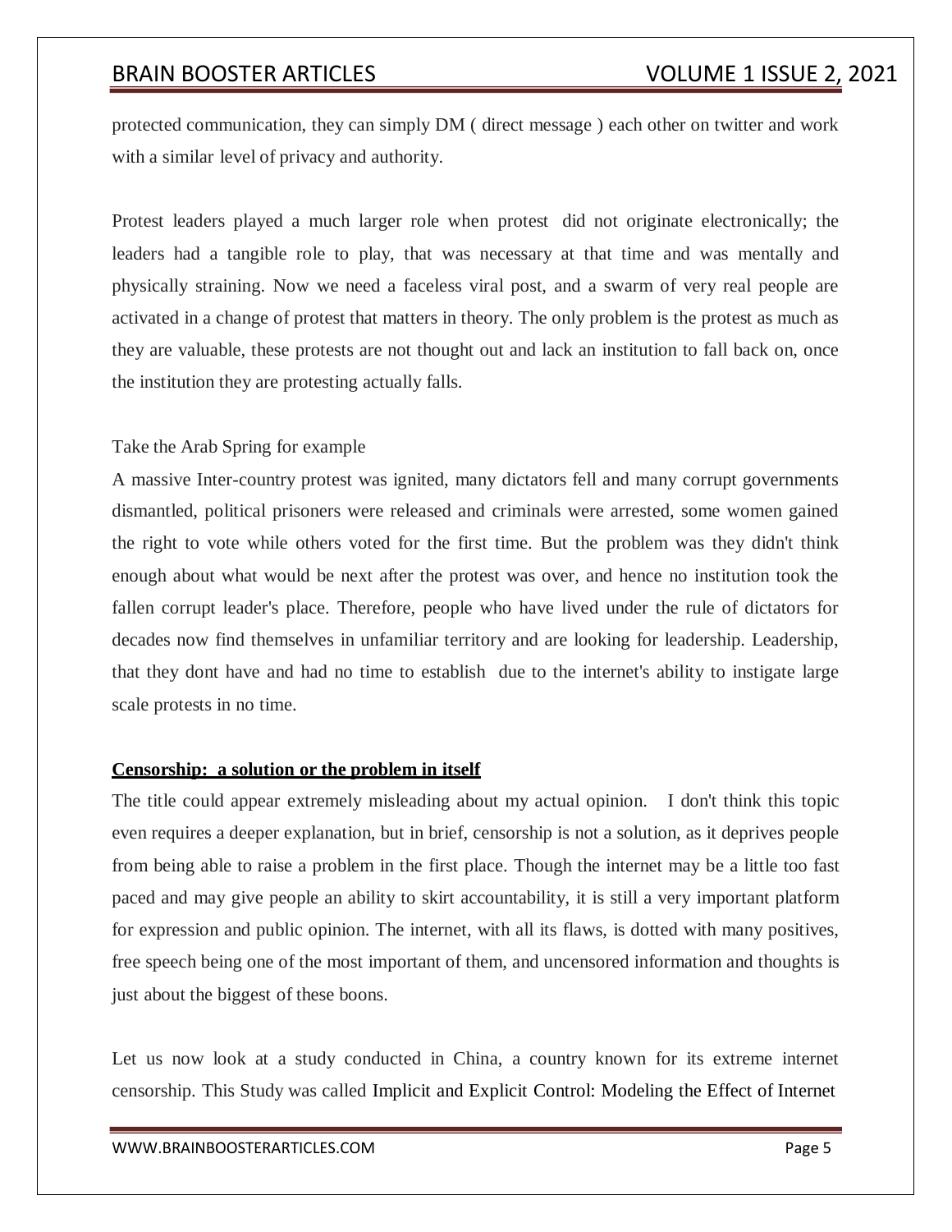protected communication, they can simply DM ( direct message ) each other on twitter and work with a similar level of privacy and authority.

Protest leaders played a much larger role when protest did not originate electronically; the leaders had a tangible role to play, that was necessary at that time and was mentally and physically straining. Now we need a faceless viral post, and a swarm of very real people are activated in a change of protest that matters in theory. The only problem is the protest as much as they are valuable, these protests are not thought out and lack an institution to fall back on, once the institution they are protesting actually falls.

Take the Arab Spring for example

A massive Inter-country protest was ignited, many dictators fell and many corrupt governments dismantled, political prisoners were released and criminals were arrested, some women gained the right to vote while others voted for the first time. But the problem was they didn't think enough about what would be next after the protest was over, and hence no institution took the fallen corrupt leader's place. Therefore, people who have lived under the rule of dictators for decades now find themselves in unfamiliar territory and are looking for leadership. Leadership, that they dont have and had no time to establish due to the internet's ability to instigate large scale protests in no time.

**Censorship: a solution or the problem in itself**

The title could appear extremely misleading about my actual opinion. I don't think this topic even requires a deeper explanation, but in brief, censorship is not a solution, as it deprives people from being able to raise a problem in the first place. Though the internet may be a little too fast paced and may give people an ability to skirt accountability, it is still a very important platform for expression and public opinion. The internet, with all its flaws, is dotted with many positives, free speech being one of the most important of them, and uncensored information and thoughts is just about the biggest of these boons.

Let us now look at a study conducted in China, a country known for its extreme internet censorship. This Study was called Implicit and Explicit Control: Modeling the Effect of Internet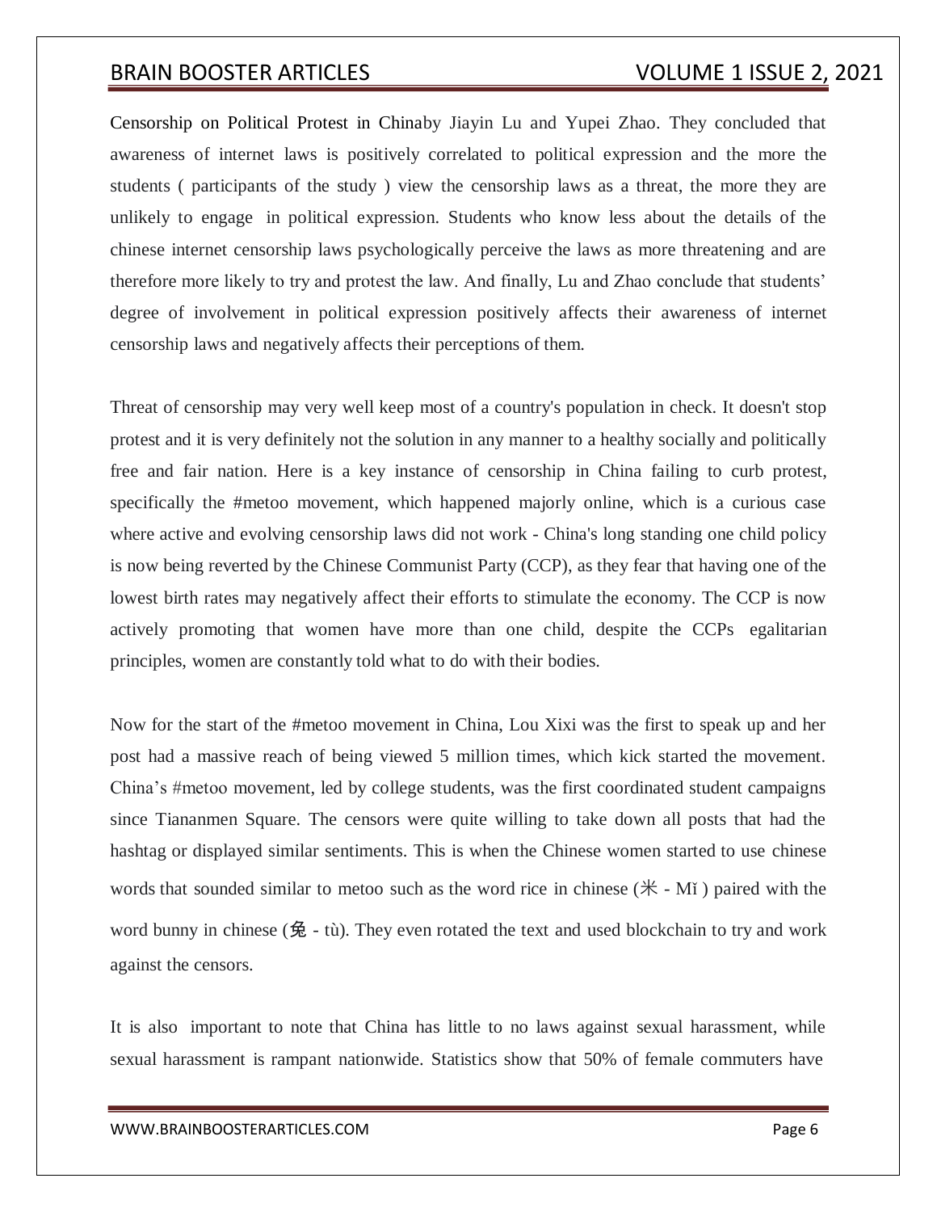Censorship on Political Protest in Chinaby Jiayin Lu and Yupei Zhao. They concluded that awareness of internet laws is positively correlated to political expression and the more the students ( participants of the study ) view the censorship laws as a threat, the more they are unlikely to engage in political expression. Students who know less about the details of the chinese internet censorship laws psychologically perceive the laws as more threatening and are therefore more likely to try and protest the law. And finally, Lu and Zhao conclude that students' degree of involvement in political expression positively affects their awareness of internet censorship laws and negatively affects their perceptions of them.

Threat of censorship may very well keep most of a country's population in check. It doesn't stop protest and it is very definitely not the solution in any manner to a healthy socially and politically free and fair nation. Here is a key instance of censorship in China failing to curb protest, specifically the #metoo movement, which happened majorly online, which is a curious case where active and evolving censorship laws did not work - China's long standing one child policy is now being reverted by the Chinese Communist Party (CCP), as they fear that having one of the lowest birth rates may negatively affect their efforts to stimulate the economy. The CCP is now actively promoting that women have more than one child, despite the CCPs egalitarian principles, women are constantly told what to do with their bodies.

Now for the start of the #metoo movement in China, Lou Xixi was the first to speak up and her post had a massive reach of being viewed 5 million times, which kick started the movement. China's #metoo movement, led by college students, was the first coordinated student campaigns since Tiananmen Square. The censors were quite willing to take down all posts that had the hashtag or displayed similar sentiments. This is when the Chinese women started to use chinese words that sounded similar to metoo such as the word rice in chinese (米 - Mǐ ) paired with the word bunny in chinese (兔 - tù). They even rotated the text and used blockchain to try and work against the censors.

It is also important to note that China has little to no laws against sexual harassment, while sexual harassment is rampant nationwide. Statistics show that 50% of female commuters have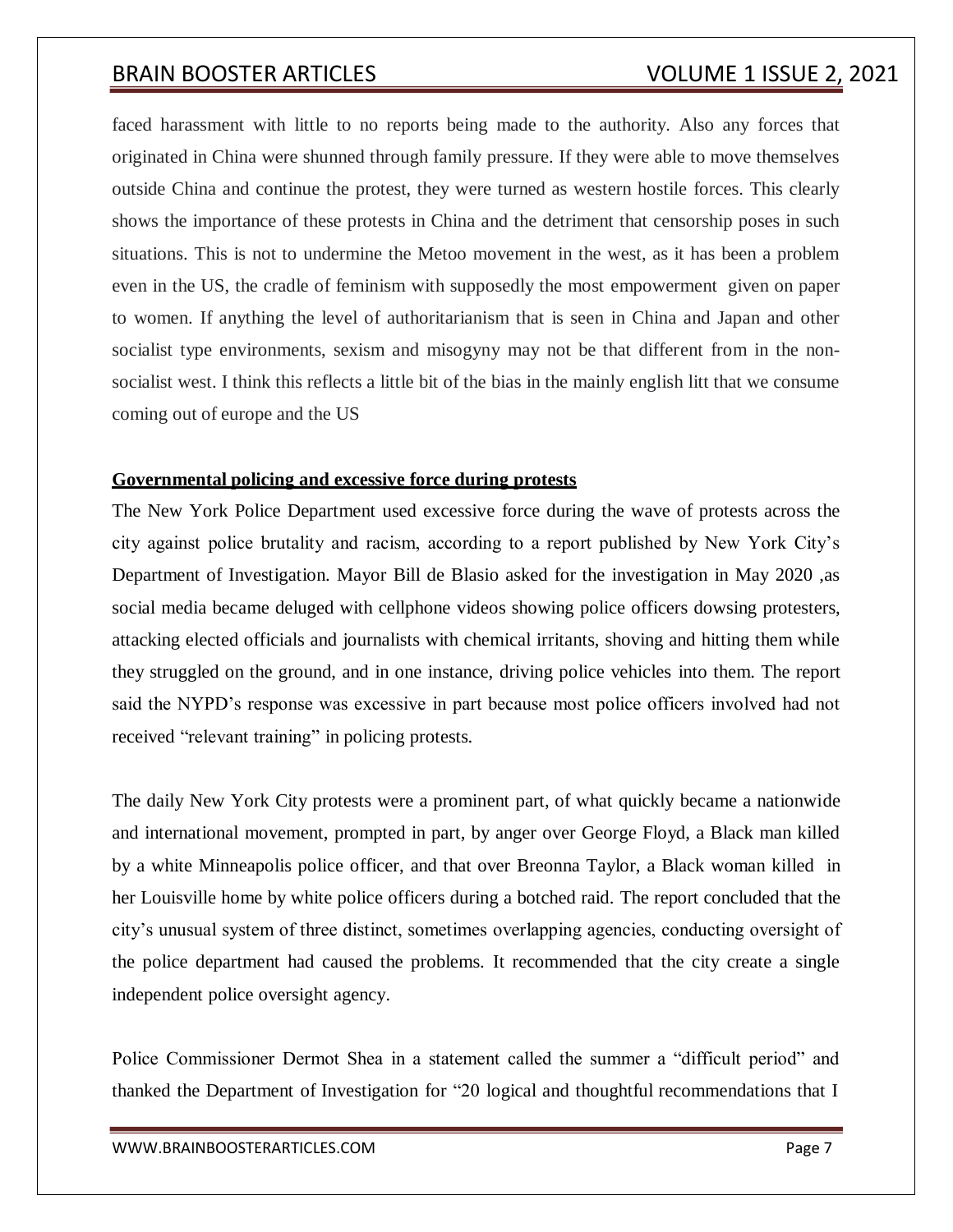faced harassment with little to no reports being made to the authority. Also any forces that originated in China were shunned through family pressure. If they were able to move themselves outside China and continue the protest, they were turned as western hostile forces. This clearly shows the importance of these protests in China and the detriment that censorship poses in such situations. This is not to undermine the Metoo movement in the west, as it has been a problem even in the US, the cradle of feminism with supposedly the most empowerment given on paper to women. If anything the level of authoritarianism that is seen in China and Japan and other socialist type environments, sexism and misogyny may not be that different from in the non-socialist west. I think this reflects a little bit of the bias in the mainly english litt that we consume coming out of europe and the US

**Governmental policing and excessive force during protests**

The New York Police Department used excessive force during the wave of protests across the city against police brutality and racism, according to a report published by New York City's Department of Investigation. Mayor Bill de Blasio asked for the investigation in May 2020 ,as social media became deluged with cellphone videos showing police officers dowsing protesters, attacking elected officials and journalists with chemical irritants, shoving and hitting them while they struggled on the ground, and in one instance, driving police vehicles into them. The report said the NYPD's response was excessive in part because most police officers involved had not received "relevant training" in policing protests.

The daily New York City protests were a prominent part, of what quickly became a nationwide and international movement, prompted in part, by anger over George Floyd, a Black man killed by a white Minneapolis police officer, and that over Breonna Taylor, a Black woman killed in her Louisville home by white police officers during a botched raid. The report concluded that the city's unusual system of three distinct, sometimes overlapping agencies, conducting oversight of the police department had caused the problems. It recommended that the city create a single independent police oversight agency.

Police Commissioner Dermot Shea in a statement called the summer a "difficult period" and thanked the Department of Investigation for "20 logical and thoughtful recommendations that I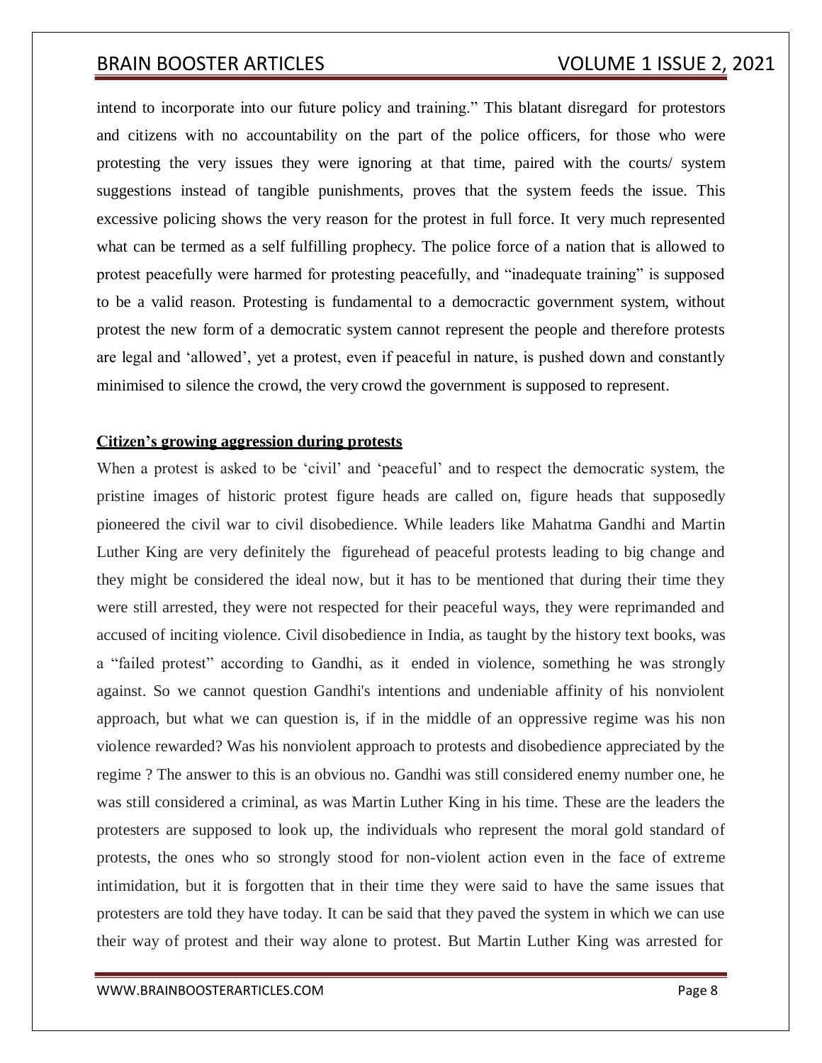intend to incorporate into our future policy and training." This blatant disregard for protestors and citizens with no accountability on the part of the police officers, for those who were protesting the very issues they were ignoring at that time, paired with the courts/ system suggestions instead of tangible punishments, proves that the system feeds the issue. This excessive policing shows the very reason for the protest in full force. It very much represented what can be termed as a self fulfilling prophecy. The police force of a nation that is allowed to protest peacefully were harmed for protesting peacefully, and "inadequate training" is supposed to be a valid reason. Protesting is fundamental to a democractic government system, without protest the new form of a democratic system cannot represent the people and therefore protests are legal and 'allowed', yet a protest, even if peaceful in nature, is pushed down and constantly minimised to silence the crowd, the very crowd the government is supposed to represent.

## Citizen's growing aggression during protests

When a protest is asked to be 'civil' and 'peaceful' and to respect the democratic system, the pristine images of historic protest figure heads are called on, figure heads that supposedly pioneered the civil war to civil disobedience. While leaders like Mahatma Gandhi and Martin Luther King are very definitely the figurehead of peaceful protests leading to big change and they might be considered the ideal now, but it has to be mentioned that during their time they were still arrested, they were not respected for their peaceful ways, they were reprimanded and accused of inciting violence. Civil disobedience in India, as taught by the history text books, was a "failed protest" according to Gandhi, as it ended in violence, something he was strongly against. So we cannot question Gandhi's intentions and undeniable affinity of his nonviolent approach, but what we can question is, if in the middle of an oppressive regime was his non violence rewarded? Was his nonviolent approach to protests and disobedience appreciated by the regime ? The answer to this is an obvious no. Gandhi was still considered enemy number one, he was still considered a criminal, as was Martin Luther King in his time. These are the leaders the protesters are supposed to look up, the individuals who represent the moral gold standard of protests, the ones who so strongly stood for non-violent action even in the face of extreme intimidation, but it is forgotten that in their time they were said to have the same issues that protesters are told they have today. It can be said that they paved the system in which we can use their way of protest and their way alone to protest. But Martin Luther King was arrested for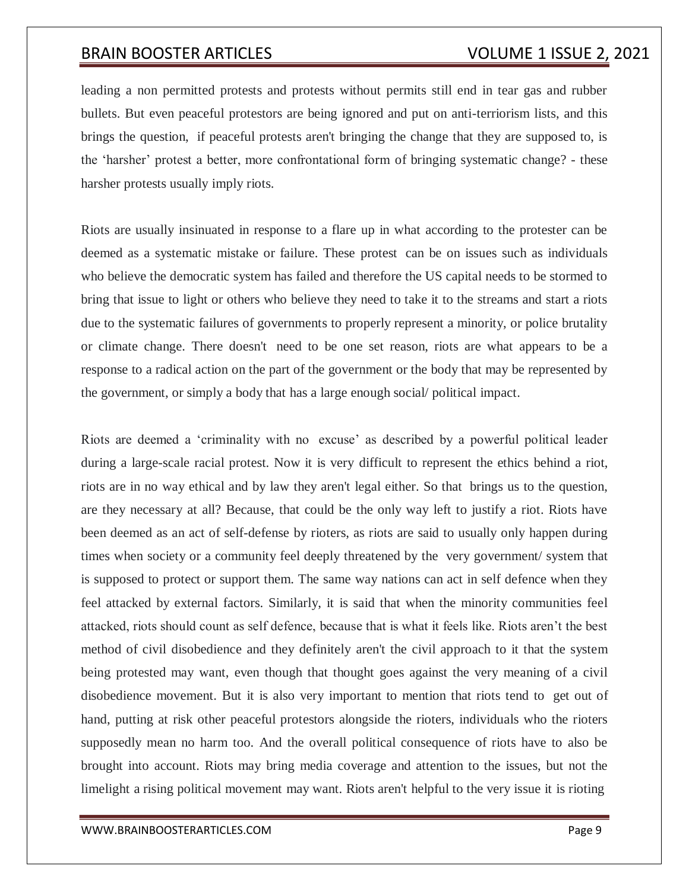leading a non permitted protests and protests without permits still end in tear gas and rubber bullets. But even peaceful protestors are being ignored and put on anti-terriorism lists, and this brings the question, if peaceful protests aren't bringing the change that they are supposed to, is the 'harsher' protest a better, more confrontational form of bringing systematic change? - these harsher protests usually imply riots.

Riots are usually insinuated in response to a flare up in what according to the protester can be deemed as a systematic mistake or failure. These protest can be on issues such as individuals who believe the democratic system has failed and therefore the US capital needs to be stormed to bring that issue to light or others who believe they need to take it to the streams and start a riots due to the systematic failures of governments to properly represent a minority, or police brutality or climate change. There doesn't need to be one set reason, riots are what appears to be a response to a radical action on the part of the government or the body that may be represented by the government, or simply a body that has a large enough social/ political impact.

Riots are deemed a 'criminality with no excuse' as described by a powerful political leader during a large-scale racial protest. Now it is very difficult to represent the ethics behind a riot, riots are in no way ethical and by law they aren't legal either. So that brings us to the question, are they necessary at all? Because, that could be the only way left to justify a riot. Riots have been deemed as an act of self-defense by rioters, as riots are said to usually only happen during times when society or a community feel deeply threatened by the very government/ system that is supposed to protect or support them. The same way nations can act in self defence when they feel attacked by external factors. Similarly, it is said that when the minority communities feel attacked, riots should count as self defence, because that is what it feels like. Riots aren't the best method of civil disobedience and they definitely aren't the civil approach to it that the system being protested may want, even though that thought goes against the very meaning of a civil disobedience movement. But it is also very important to mention that riots tend to get out of hand, putting at risk other peaceful protestors alongside the rioters, individuals who the rioters supposedly mean no harm too. And the overall political consequence of riots have to also be brought into account. Riots may bring media coverage and attention to the issues, but not the limelight a rising political movement may want. Riots aren't helpful to the very issue it is rioting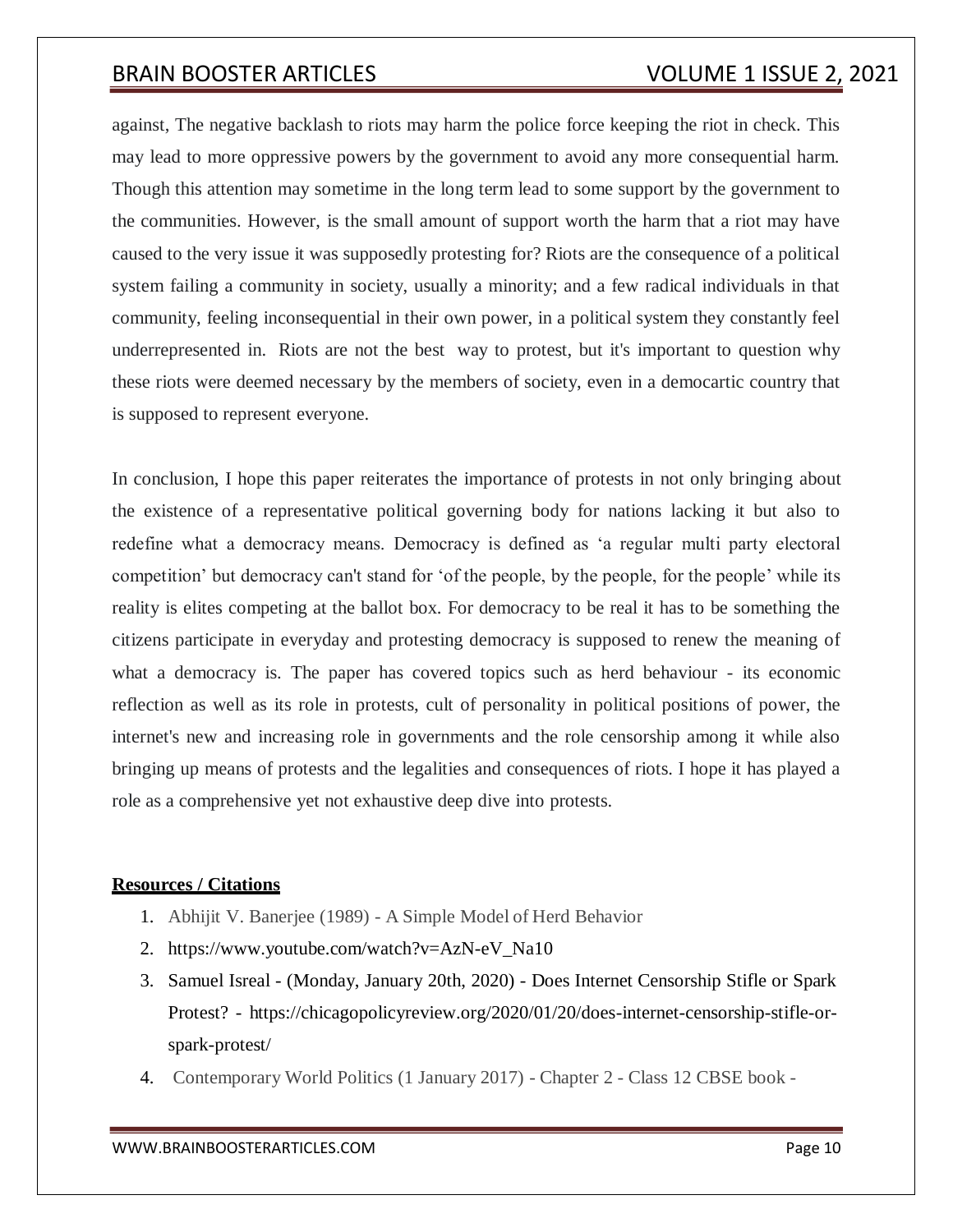against, The negative backlash to riots may harm the police force keeping the riot in check. This may lead to more oppressive powers by the government to avoid any more consequential harm. Though this attention may sometime in the long term lead to some support by the government to the communities. However, is the small amount of support worth the harm that a riot may have caused to the very issue it was supposedly protesting for? Riots are the consequence of a political system failing a community in society, usually a minority; and a few radical individuals in that community, feeling inconsequential in their own power, in a political system they constantly feel underrepresented in. Riots are not the best way to protest, but it's important to question why these riots were deemed necessary by the members of society, even in a democartic country that is supposed to represent everyone.

In conclusion, I hope this paper reiterates the importance of protests in not only bringing about the existence of a representative political governing body for nations lacking it but also to redefine what a democracy means. Democracy is defined as 'a regular multi party electoral competition' but democracy can't stand for 'of the people, by the people, for the people' while its reality is elites competing at the ballot box. For democracy to be real it has to be something the citizens participate in everyday and protesting democracy is supposed to renew the meaning of what a democracy is. The paper has covered topics such as herd behaviour - its economic reflection as well as its role in protests, cult of personality in political positions of power, the internet's new and increasing role in governments and the role censorship among it while also bringing up means of protests and the legalities and consequences of riots. I hope it has played a role as a comprehensive yet not exhaustive deep dive into protests.

**Resources / Citations**

1. Abhijit V. Banerjee (1989) - A Simple Model of Herd Behavior
2. https://www.youtube.com/watch?v=AzN-eV_Na10
3. Samuel Isreal - (Monday, January 20th, 2020) - Does Internet Censorship Stifle or Spark Protest? - https://chicagopolicyreview.org/2020/01/20/does-internet-censorship-stifle-or-spark-protest/
4. Contemporary World Politics (1 January 2017) - Chapter 2 - Class 12 CBSE book -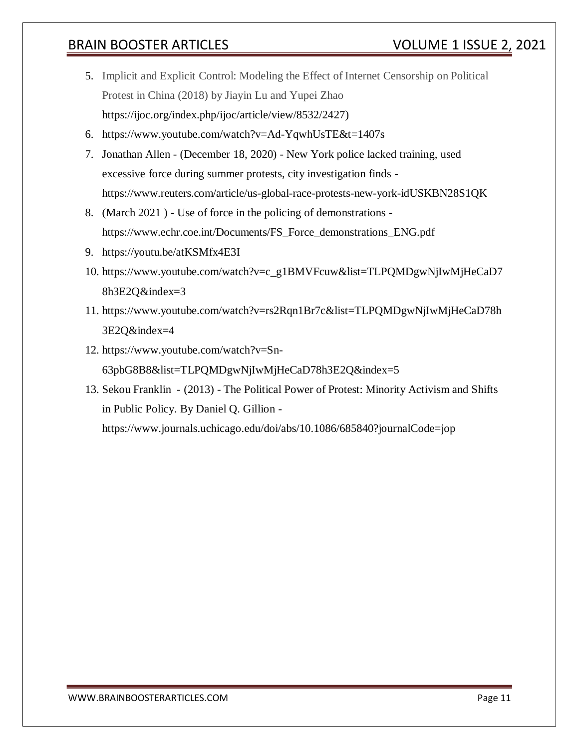5. Implicit and Explicit Control: Modeling the Effect of Internet Censorship on Political Protest in China (2018) by Jiayin Lu and Yupei Zhao https://ijoc.org/index.php/ijoc/article/view/8532/2427)
6. https://www.youtube.com/watch?v=Ad-YqwhUsTE&t=1407s
7. Jonathan Allen - (December 18, 2020) - New York police lacked training, used excessive force during summer protests, city investigation finds - https://www.reuters.com/article/us-global-race-protests-new-york-idUSKBN28S1QK
8. (March 2021 ) - Use of force in the policing of demonstrations - https://www.echr.coe.int/Documents/FS_Force_demonstrations_ENG.pdf
9. https://youtu.be/atKSMfx4E3I
10. https://www.youtube.com/watch?v=c_g1BMVFcuw&list=TLPQMDgwNjIwMjHeCaD78h3E2Q&index=3
11. https://www.youtube.com/watch?v=rs2Rqn1Br7c&list=TLPQMDgwNjIwMjHeCaD78h3E2Q&index=4
12. https://www.youtube.com/watch?v=Sn-63pbG8B8&list=TLPQMDgwNjIwMjHeCaD78h3E2Q&index=5
13. Sekou Franklin - (2013) - The Political Power of Protest: Minority Activism and Shifts in Public Policy. By Daniel Q. Gillion - https://www.journals.uchicago.edu/doi/abs/10.1086/685840?journalCode=jop